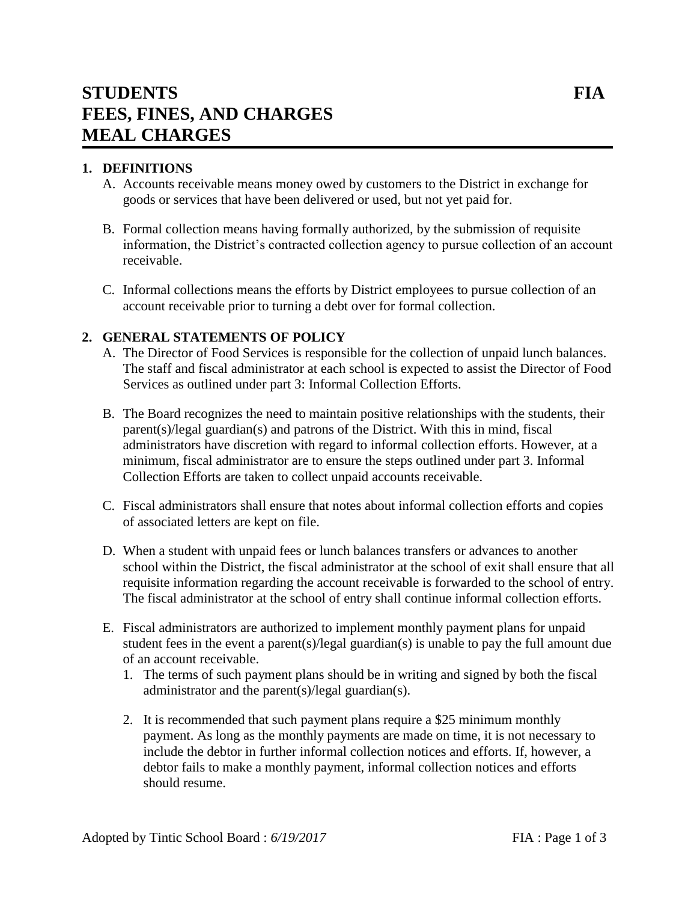# STUDENTS FIA
# FEES, FINES, AND CHARGES
# MEAL CHARGES

## 1. DEFINITIONS

A. Accounts receivable means money owed by customers to the District in exchange for goods or services that have been delivered or used, but not yet paid for.

B. Formal collection means having formally authorized, by the submission of requisite information, the District's contracted collection agency to pursue collection of an account receivable.

C. Informal collections means the efforts by District employees to pursue collection of an account receivable prior to turning a debt over for formal collection.

## 2. GENERAL STATEMENTS OF POLICY

A. The Director of Food Services is responsible for the collection of unpaid lunch balances. The staff and fiscal administrator at each school is expected to assist the Director of Food Services as outlined under part 3: Informal Collection Efforts.

B. The Board recognizes the need to maintain positive relationships with the students, their parent(s)/legal guardian(s) and patrons of the District. With this in mind, fiscal administrators have discretion with regard to informal collection efforts. However, at a minimum, fiscal administrator are to ensure the steps outlined under part 3. Informal Collection Efforts are taken to collect unpaid accounts receivable.

C. Fiscal administrators shall ensure that notes about informal collection efforts and copies of associated letters are kept on file.

D. When a student with unpaid fees or lunch balances transfers or advances to another school within the District, the fiscal administrator at the school of exit shall ensure that all requisite information regarding the account receivable is forwarded to the school of entry. The fiscal administrator at the school of entry shall continue informal collection efforts.

E. Fiscal administrators are authorized to implement monthly payment plans for unpaid student fees in the event a parent(s)/legal guardian(s) is unable to pay the full amount due of an account receivable.

1. The terms of such payment plans should be in writing and signed by both the fiscal administrator and the parent(s)/legal guardian(s).

2. It is recommended that such payment plans require a $25 minimum monthly payment. As long as the monthly payments are made on time, it is not necessary to include the debtor in further informal collection notices and efforts. If, however, a debtor fails to make a monthly payment, informal collection notices and efforts should resume.

Adopted by Tintic School Board : *6/19/2017*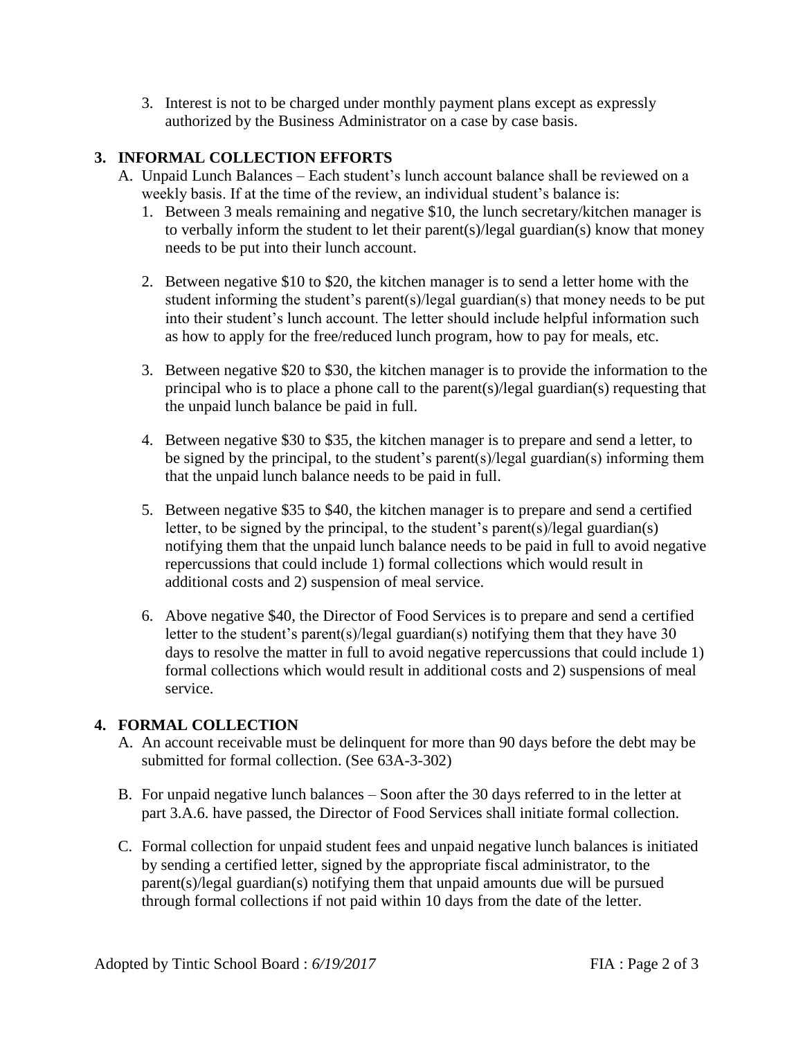3. Interest is not to be charged under monthly payment plans except as expressly authorized by the Business Administrator on a case by case basis.

## 3. INFORMAL COLLECTION EFFORTS

A. Unpaid Lunch Balances – Each student's lunch account balance shall be reviewed on a weekly basis. If at the time of the review, an individual student's balance is:

1. Between 3 meals remaining and negative $10, the lunch secretary/kitchen manager is to verbally inform the student to let their parent(s)/legal guardian(s) know that money needs to be put into their lunch account.

2. Between negative $10 to $20, the kitchen manager is to send a letter home with the student informing the student's parent(s)/legal guardian(s) that money needs to be put into their student's lunch account. The letter should include helpful information such as how to apply for the free/reduced lunch program, how to pay for meals, etc.

3. Between negative $20 to $30, the kitchen manager is to provide the information to the principal who is to place a phone call to the parent(s)/legal guardian(s) requesting that the unpaid lunch balance be paid in full.

4. Between negative $30 to $35, the kitchen manager is to prepare and send a letter, to be signed by the principal, to the student's parent(s)/legal guardian(s) informing them that the unpaid lunch balance needs to be paid in full.

5. Between negative $35 to $40, the kitchen manager is to prepare and send a certified letter, to be signed by the principal, to the student's parent(s)/legal guardian(s) notifying them that the unpaid lunch balance needs to be paid in full to avoid negative repercussions that could include 1) formal collections which would result in additional costs and 2) suspension of meal service.

6. Above negative $40, the Director of Food Services is to prepare and send a certified letter to the student's parent(s)/legal guardian(s) notifying them that they have 30 days to resolve the matter in full to avoid negative repercussions that could include 1) formal collections which would result in additional costs and 2) suspensions of meal service.

## 4. FORMAL COLLECTION

A. An account receivable must be delinquent for more than 90 days before the debt may be submitted for formal collection. (See 63A-3-302)

B. For unpaid negative lunch balances – Soon after the 30 days referred to in the letter at part 3.A.6. have passed, the Director of Food Services shall initiate formal collection.

C. Formal collection for unpaid student fees and unpaid negative lunch balances is initiated by sending a certified letter, signed by the appropriate fiscal administrator, to the parent(s)/legal guardian(s) notifying them that unpaid amounts due will be pursued through formal collections if not paid within 10 days from the date of the letter.

Adopted by Tintic School Board : *6/19/2017*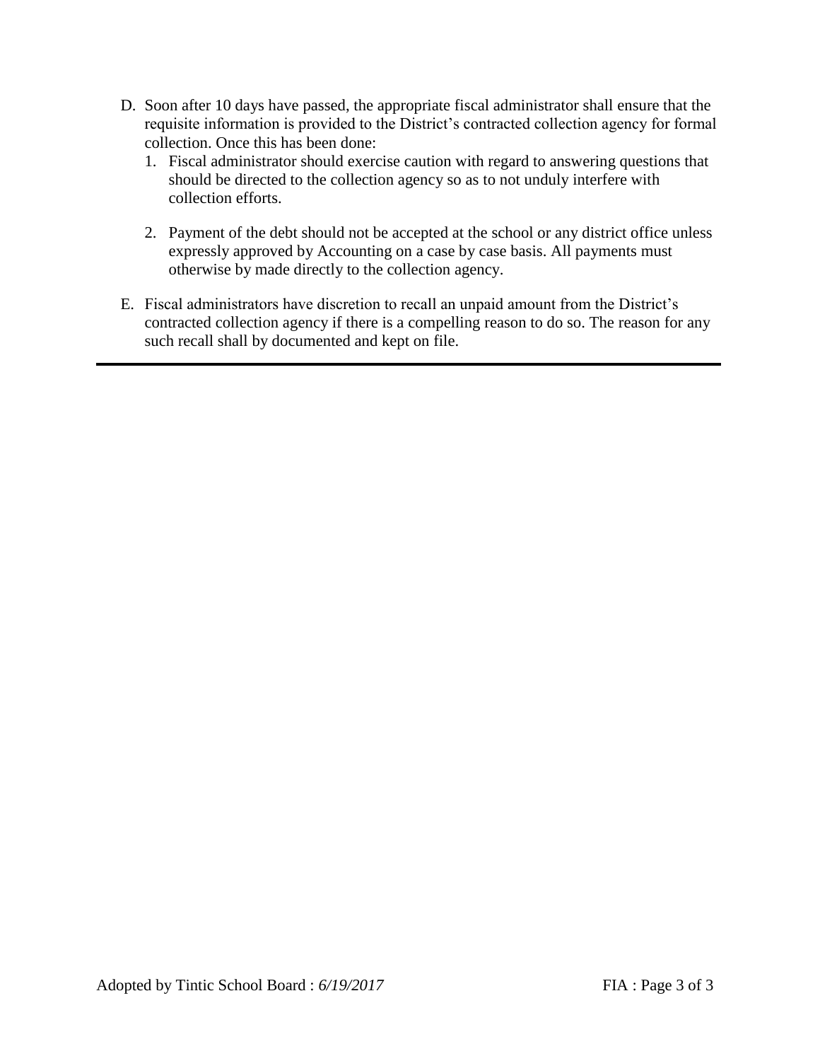D. Soon after 10 days have passed, the appropriate fiscal administrator shall ensure that the requisite information is provided to the District's contracted collection agency for formal collection. Once this has been done:
   1. Fiscal administrator should exercise caution with regard to answering questions that should be directed to the collection agency so as to not unduly interfere with collection efforts.

   2. Payment of the debt should not be accepted at the school or any district office unless expressly approved by Accounting on a case by case basis. All payments must otherwise by made directly to the collection agency.

E. Fiscal administrators have discretion to recall an unpaid amount from the District's contracted collection agency if there is a compelling reason to do so. The reason for any such recall shall by documented and kept on file.

---